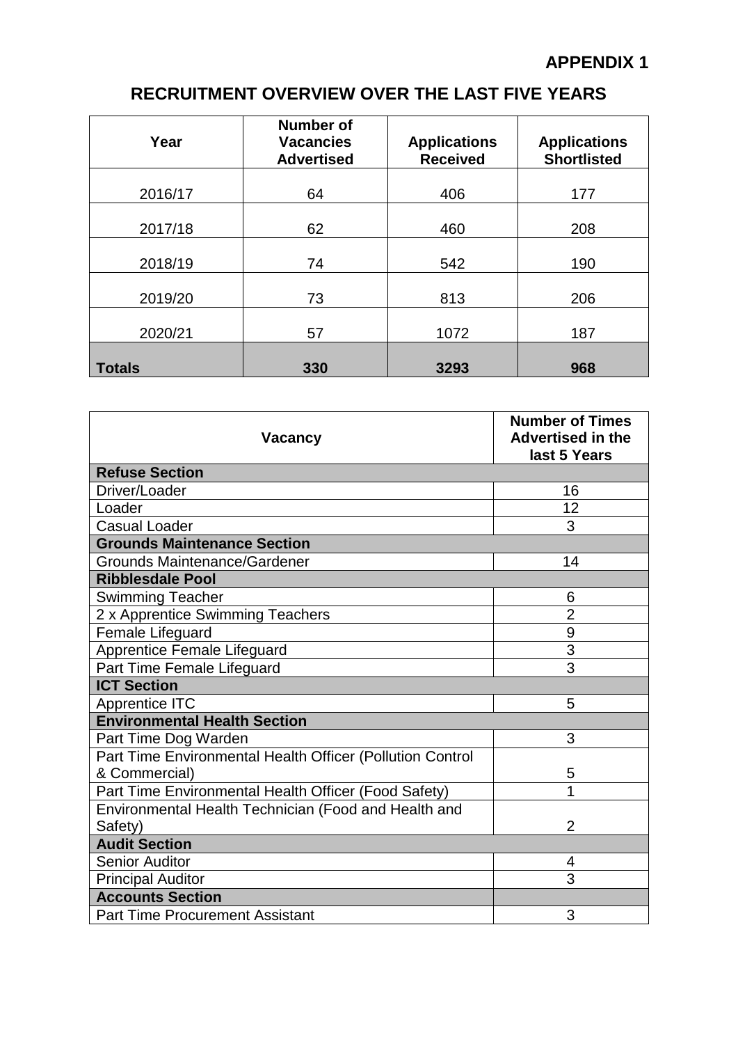**APPENDIX 1**

## RECRUITMENT OVERVIEW OVER THE LAST FIVE YEARS

| Year | Number of Vacancies Advertised | Applications Received | Applications Shortlisted |
|---|---|---|---|
| 2016/17 | 64 | 406 | 177 |
| 2017/18 | 62 | 460 | 208 |
| 2018/19 | 74 | 542 | 190 |
| 2019/20 | 73 | 813 | 206 |
| 2020/21 | 57 | 1072 | 187 |
| **Totals** | **330** | **3293** | **968** |

| Vacancy | Number of Times Advertised in the last 5 Years |
|---|---|
| **Refuse Section** | |
| Driver/Loader | 16 |
| Loader | 12 |
| Casual Loader | 3 |
| **Grounds Maintenance Section** | |
| Grounds Maintenance/Gardener | 14 |
| **Ribblesdale Pool** | |
| Swimming Teacher | 6 |
| 2 x Apprentice Swimming Teachers | 2 |
| Female Lifeguard | 9 |
| Apprentice Female Lifeguard | 3 |
| Part Time Female Lifeguard | 3 |
| **ICT Section** | |
| Apprentice ITC | 5 |
| **Environmental Health Section** | |
| Part Time Dog Warden | 3 |
| Part Time Environmental Health Officer (Pollution Control & Commercial) | 5 |
| Part Time Environmental Health Officer (Food Safety) | 1 |
| Environmental Health Technician (Food and Health and Safety) | 2 |
| **Audit Section** | |
| Senior Auditor | 4 |
| Principal Auditor | 3 |
| **Accounts Section** | |
| Part Time Procurement Assistant | 3 |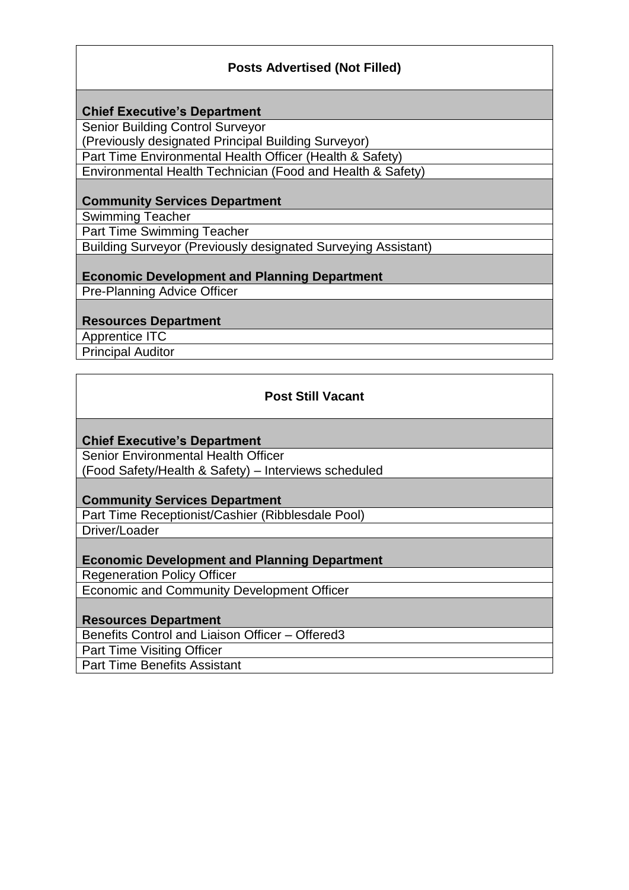| Posts Advertised (Not Filled) |
|---|
| **Chief Executive's Department** |
| Senior Building Control Surveyor (Previously designated Principal Building Surveyor) |
| Part Time Environmental Health Officer (Health & Safety) |
| Environmental Health Technician (Food and Health & Safety) |
| **Community Services Department** |
| Swimming Teacher |
| Part Time Swimming Teacher |
| Building Surveyor (Previously designated Surveying Assistant) |
| **Economic Development and Planning Department** |
| Pre-Planning Advice Officer |
| **Resources Department** |
| Apprentice ITC |
| Principal Auditor |

| Post Still Vacant |
|---|
| **Chief Executive's Department** |
| Senior Environmental Health Officer (Food Safety/Health & Safety) – Interviews scheduled |
| **Community Services Department** |
| Part Time Receptionist/Cashier (Ribblesdale Pool) |
| Driver/Loader |
| **Economic Development and Planning Department** |
| Regeneration Policy Officer |
| Economic and Community Development Officer |
| **Resources Department** |
| Benefits Control and Liaison Officer – Offered3 |
| Part Time Visiting Officer |
| Part Time Benefits Assistant |